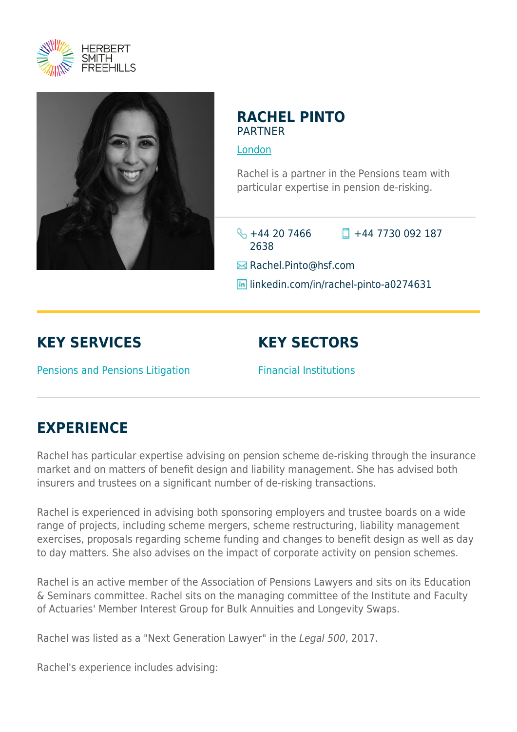HERBERT SMITH FREEHILLS

# RACHEL PINTO

PARTNER

London

Rachel is a partner in the Pensions team with particular expertise in pension de-risking.

+44 20 7466 2638

+44 7730 092 187

Rachel.Pinto@hsf.com

linkedin.com/in/rachel-pinto-a0274631

## KEY SERVICES

Pensions and Pensions Litigation

## KEY SECTORS

Financial Institutions

## EXPERIENCE

Rachel has particular expertise advising on pension scheme de-risking through the insurance market and on matters of benefit design and liability management. She has advised both insurers and trustees on a significant number of de-risking transactions.

Rachel is experienced in advising both sponsoring employers and trustee boards on a wide range of projects, including scheme mergers, scheme restructuring, liability management exercises, proposals regarding scheme funding and changes to benefit design as well as day to day matters. She also advises on the impact of corporate activity on pension schemes.

Rachel is an active member of the Association of Pensions Lawyers and sits on its Education & Seminars committee. Rachel sits on the managing committee of the Institute and Faculty of Actuaries' Member Interest Group for Bulk Annuities and Longevity Swaps.

Rachel was listed as a "Next Generation Lawyer" in the *Legal 500*, 2017.

Rachel's experience includes advising: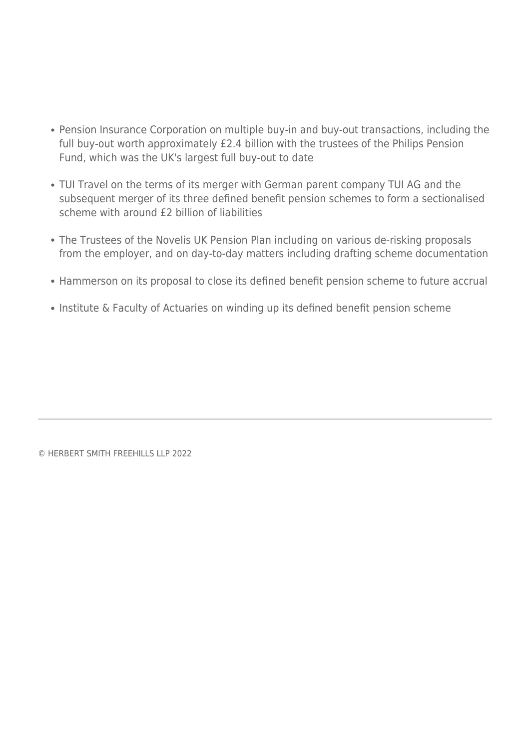- Pension Insurance Corporation on multiple buy-in and buy-out transactions, including the full buy-out worth approximately £2.4 billion with the trustees of the Philips Pension Fund, which was the UK's largest full buy-out to date
- TUI Travel on the terms of its merger with German parent company TUI AG and the subsequent merger of its three defined benefit pension schemes to form a sectionalised scheme with around £2 billion of liabilities
- The Trustees of the Novelis UK Pension Plan including on various de-risking proposals from the employer, and on day-to-day matters including drafting scheme documentation
- Hammerson on its proposal to close its defined benefit pension scheme to future accrual
- Institute & Faculty of Actuaries on winding up its defined benefit pension scheme

---

© HERBERT SMITH FREEHILLS LLP 2022